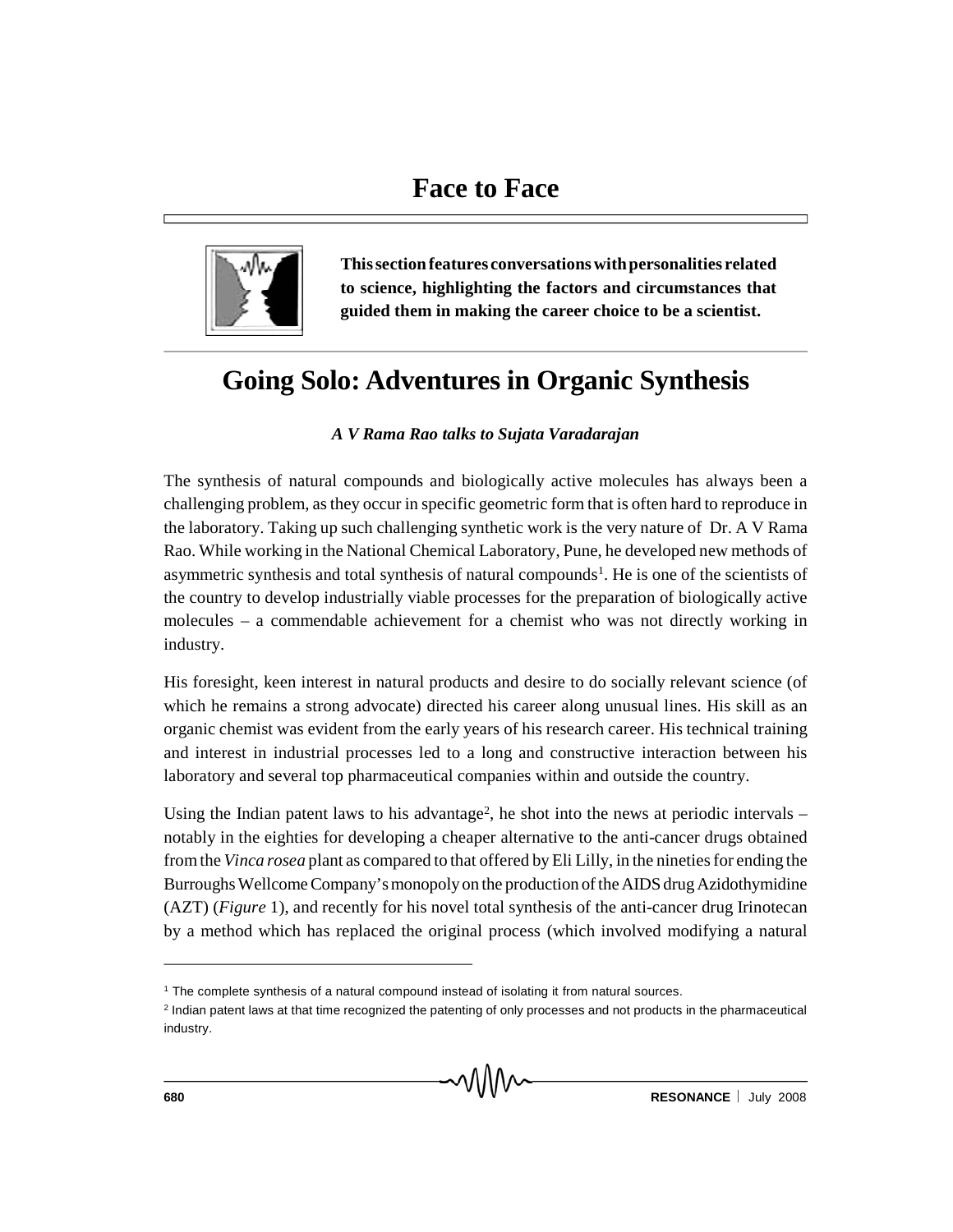# Face to Face

**This section features conversations with personalities related to science, highlighting the factors and circumstances that guided them in making the career choice to be a scientist.**

## Going Solo: Adventures in Organic Synthesis

***A V Rama Rao talks to Sujata Varadarajan***

The synthesis of natural compounds and biologically active molecules has always been a challenging problem, as they occur in specific geometric form that is often hard to reproduce in the laboratory. Taking up such challenging synthetic work is the very nature of Dr. A V Rama Rao. While working in the National Chemical Laboratory, Pune, he developed new methods of asymmetric synthesis and total synthesis of natural compounds[1]. He is one of the scientists of the country to develop industrially viable processes for the preparation of biologically active molecules – a commendable achievement for a chemist who was not directly working in industry.

His foresight, keen interest in natural products and desire to do socially relevant science (of which he remains a strong advocate) directed his career along unusual lines. His skill as an organic chemist was evident from the early years of his research career. His technical training and interest in industrial processes led to a long and constructive interaction between his laboratory and several top pharmaceutical companies within and outside the country.

Using the Indian patent laws to his advantage[2], he shot into the news at periodic intervals – notably in the eighties for developing a cheaper alternative to the anti-cancer drugs obtained from the *Vinca rosea* plant as compared to that offered by Eli Lilly, in the nineties for ending the Burroughs Wellcome Company's monopoly on the production of the AIDS drug Azidothymidine (AZT) (*Figure* 1), and recently for his novel total synthesis of the anti-cancer drug Irinotecan by a method which has replaced the original process (which involved modifying a natural

[1] The complete synthesis of a natural compound instead of isolating it from natural sources.

[2] Indian patent laws at that time recognized the patenting of only processes and not products in the pharmaceutical industry.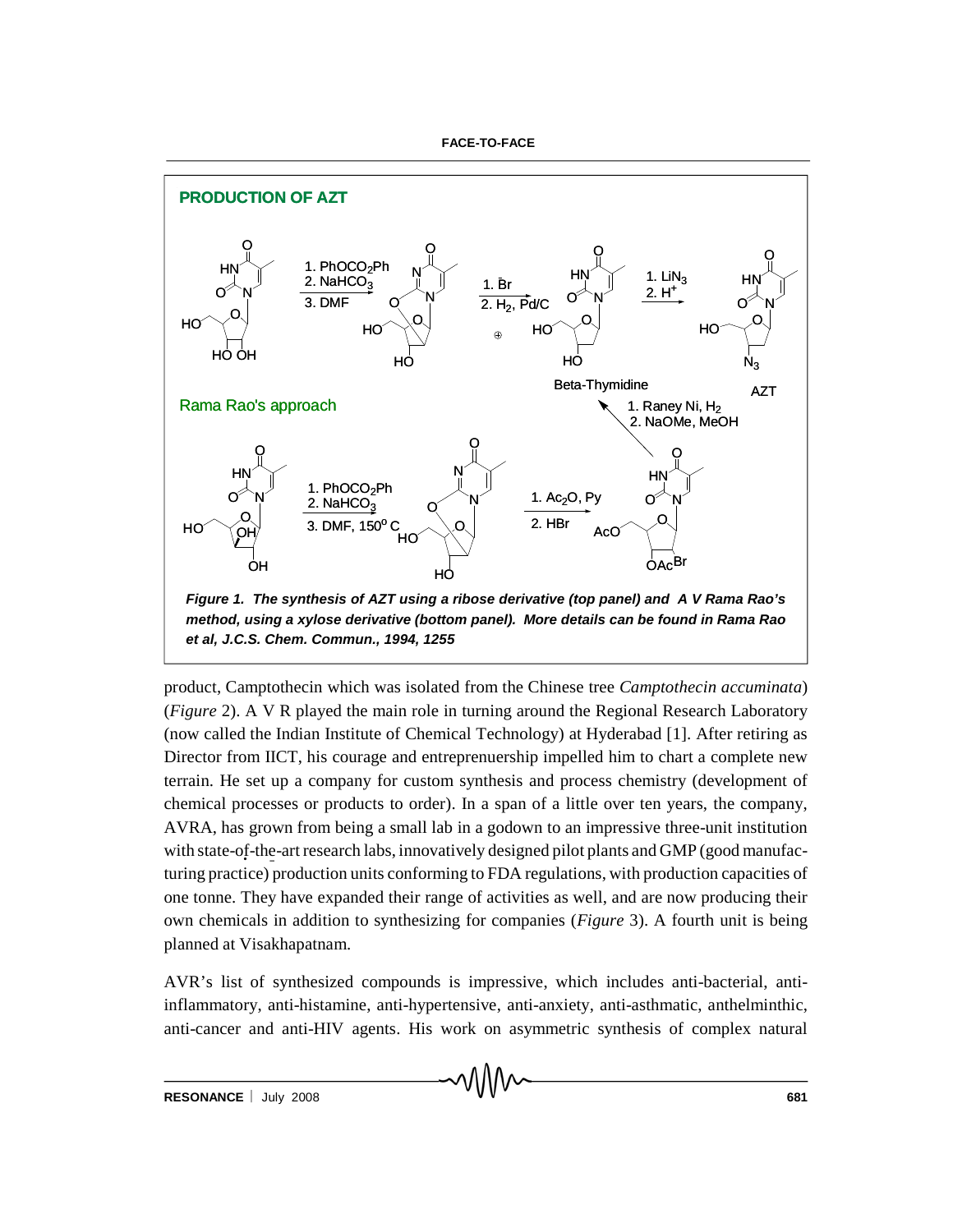**PRODUCTION OF AZT**

Rama Rao's approach

*Figure 1. The synthesis of AZT using a ribose derivative (top panel) and A V Rama Rao's method, using a xylose derivative (bottom panel). More details can be found in Rama Rao et al, J.C.S. Chem. Commun., 1994, 1255*

product, Camptothecin which was isolated from the Chinese tree *Camptothecin accuminata*) (*Figure* 2). A V R played the main role in turning around the Regional Research Laboratory (now called the Indian Institute of Chemical Technology) at Hyderabad [1]. After retiring as Director from IICT, his courage and entreprenuership impelled him to chart a complete new terrain. He set up a company for custom synthesis and process chemistry (development of chemical processes or products to order). In a span of a little over ten years, the company, AVRA, has grown from being a small lab in a godown to an impressive three-unit institution with state-of-the-art research labs, innovatively designed pilot plants and GMP (good manufacturing practice) production units conforming to FDA regulations, with production capacities of one tonne. They have expanded their range of activities as well, and are now producing their own chemicals in addition to synthesizing for companies (*Figure* 3). A fourth unit is being planned at Visakhapatnam.

AVR's list of synthesized compounds is impressive, which includes anti-bacterial, anti-inflammatory, anti-histamine, anti-hypertensive, anti-anxiety, anti-asthmatic, anthelminthic, anti-cancer and anti-HIV agents. His work on asymmetric synthesis of complex natural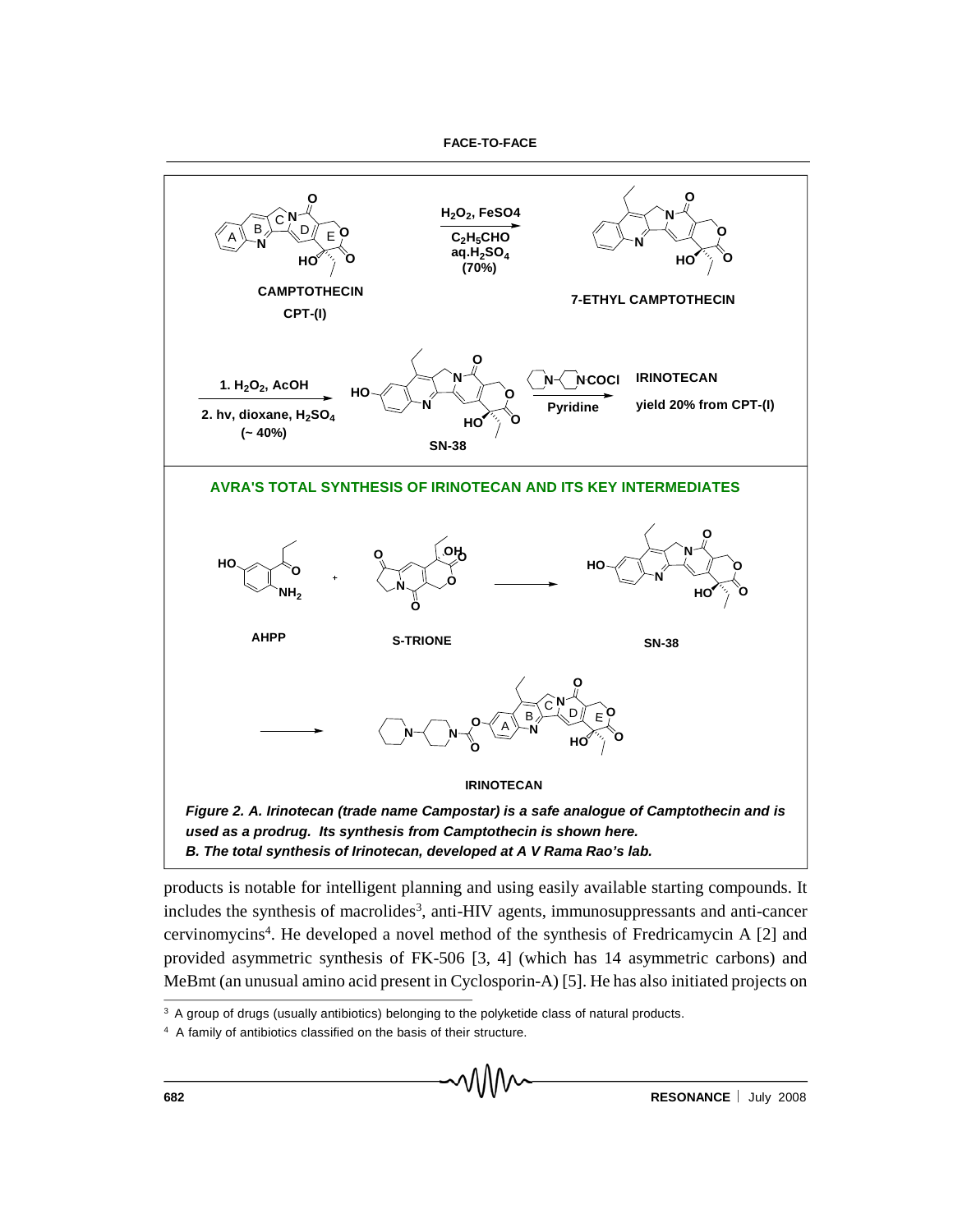*Figure 2. A. Irinotecan (trade name Campostar) is a safe analogue of Camptothecin and is used as a prodrug. Its synthesis from Camptothecin is shown here.*
*B. The total synthesis of Irinotecan, developed at A V Rama Rao's lab.*

products is notable for intelligent planning and using easily available starting compounds. It includes the synthesis of macrolides[3], anti-HIV agents, immunosuppressants and anti-cancer cervinomycins[4]. He developed a novel method of the synthesis of Fredricamycin A [2] and provided asymmetric synthesis of FK-506 [3, 4] (which has 14 asymmetric carbons) and MeBmt (an unusual amino acid present in Cyclosporin-A) [5]. He has also initiated projects on

---

[3] A group of drugs (usually antibiotics) belonging to the polyketide class of natural products.

[4] A family of antibiotics classified on the basis of their structure.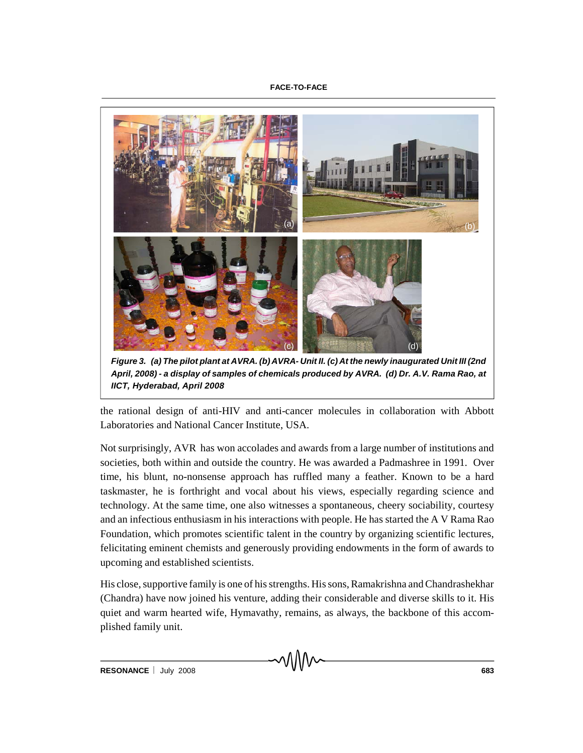*Figure 3. (a) The pilot plant at AVRA. (b) AVRA- Unit II. (c) At the newly inaugurated Unit III (2nd April, 2008) - a display of samples of chemicals produced by AVRA. (d) Dr. A.V. Rama Rao, at IICT, Hyderabad, April 2008*

the rational design of anti-HIV and anti-cancer molecules in collaboration with Abbott Laboratories and National Cancer Institute, USA.

Not surprisingly, AVR has won accolades and awards from a large number of institutions and societies, both within and outside the country. He was awarded a Padmashree in 1991. Over time, his blunt, no-nonsense approach has ruffled many a feather. Known to be a hard taskmaster, he is forthright and vocal about his views, especially regarding science and technology. At the same time, one also witnesses a spontaneous, cheery sociability, courtesy and an infectious enthusiasm in his interactions with people. He has started the A V Rama Rao Foundation, which promotes scientific talent in the country by organizing scientific lectures, felicitating eminent chemists and generously providing endowments in the form of awards to upcoming and established scientists.

His close, supportive family is one of his strengths. His sons, Ramakrishna and Chandrashekhar (Chandra) have now joined his venture, adding their considerable and diverse skills to it. His quiet and warm hearted wife, Hymavathy, remains, as always, the backbone of this accomplished family unit.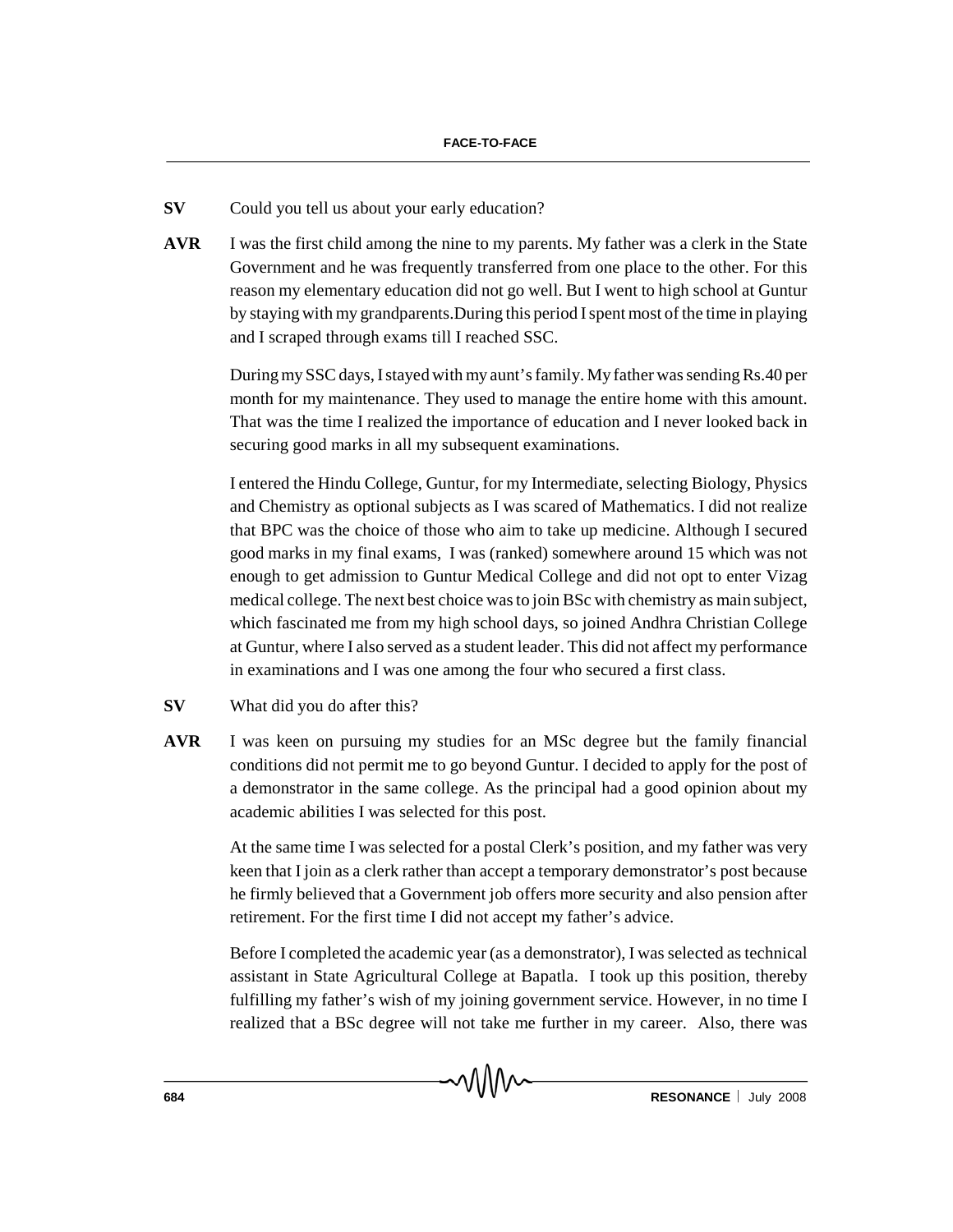**SV** Could you tell us about your early education?

**AVR** I was the first child among the nine to my parents. My father was a clerk in the State Government and he was frequently transferred from one place to the other. For this reason my elementary education did not go well. But I went to high school at Guntur by staying with my grandparents.During this period I spent most of the time in playing and I scraped through exams till I reached SSC.

During my SSC days, I stayed with my aunt's family. My father was sending Rs.40 per month for my maintenance. They used to manage the entire home with this amount. That was the time I realized the importance of education and I never looked back in securing good marks in all my subsequent examinations.

I entered the Hindu College, Guntur, for my Intermediate, selecting Biology, Physics and Chemistry as optional subjects as I was scared of Mathematics. I did not realize that BPC was the choice of those who aim to take up medicine. Although I secured good marks in my final exams, I was (ranked) somewhere around 15 which was not enough to get admission to Guntur Medical College and did not opt to enter Vizag medical college. The next best choice was to join BSc with chemistry as main subject, which fascinated me from my high school days, so joined Andhra Christian College at Guntur, where I also served as a student leader. This did not affect my performance in examinations and I was one among the four who secured a first class.

**SV** What did you do after this?

**AVR** I was keen on pursuing my studies for an MSc degree but the family financial conditions did not permit me to go beyond Guntur. I decided to apply for the post of a demonstrator in the same college. As the principal had a good opinion about my academic abilities I was selected for this post.

At the same time I was selected for a postal Clerk's position, and my father was very keen that I join as a clerk rather than accept a temporary demonstrator's post because he firmly believed that a Government job offers more security and also pension after retirement. For the first time I did not accept my father's advice.

Before I completed the academic year (as a demonstrator), I was selected as technical assistant in State Agricultural College at Bapatla. I took up this position, thereby fulfilling my father's wish of my joining government service. However, in no time I realized that a BSc degree will not take me further in my career. Also, there was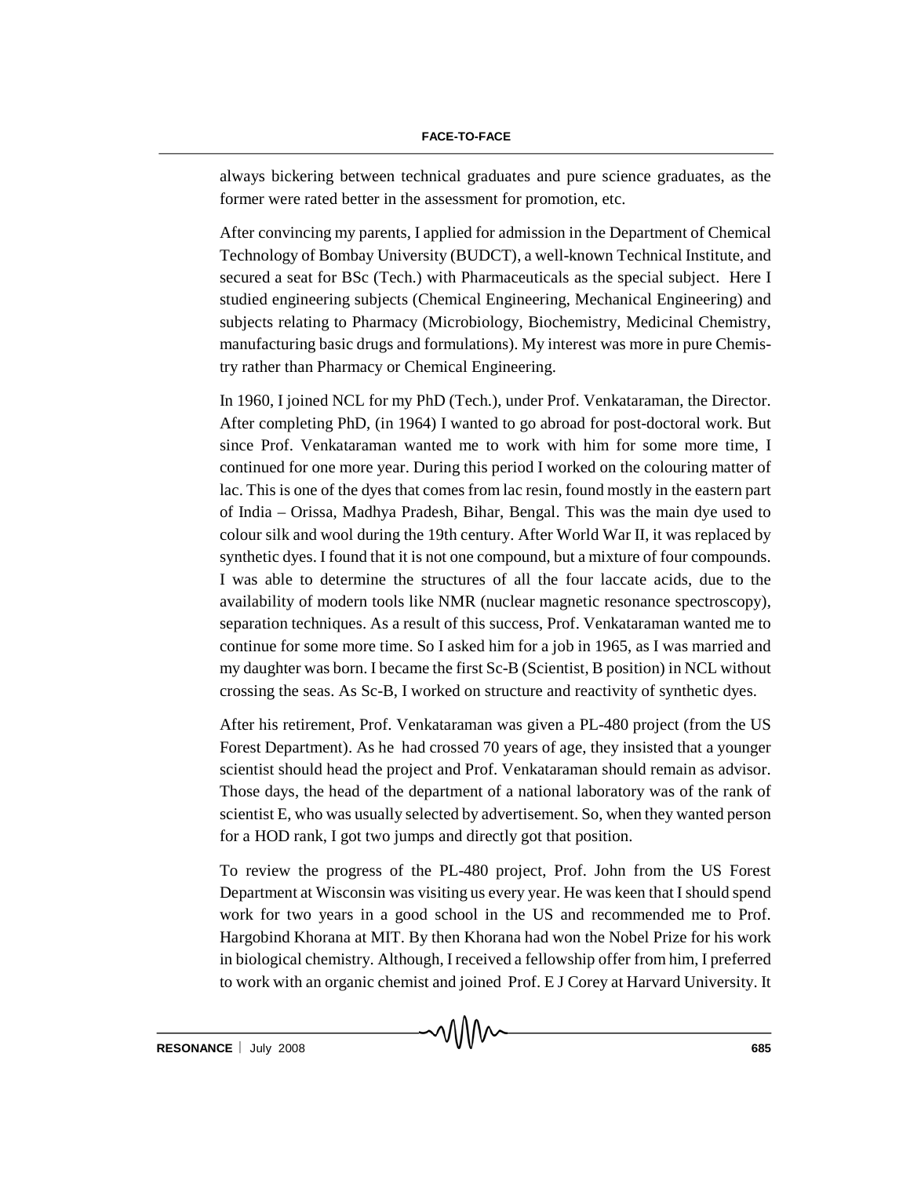always bickering between technical graduates and pure science graduates, as the former were rated better in the assessment for promotion, etc.

After convincing my parents, I applied for admission in the Department of Chemical Technology of Bombay University (BUDCT), a well-known Technical Institute, and secured a seat for BSc (Tech.) with Pharmaceuticals as the special subject. Here I studied engineering subjects (Chemical Engineering, Mechanical Engineering) and subjects relating to Pharmacy (Microbiology, Biochemistry, Medicinal Chemistry, manufacturing basic drugs and formulations). My interest was more in pure Chemistry rather than Pharmacy or Chemical Engineering.

In 1960, I joined NCL for my PhD (Tech.), under Prof. Venkataraman, the Director. After completing PhD, (in 1964) I wanted to go abroad for post-doctoral work. But since Prof. Venkataraman wanted me to work with him for some more time, I continued for one more year. During this period I worked on the colouring matter of lac. This is one of the dyes that comes from lac resin, found mostly in the eastern part of India – Orissa, Madhya Pradesh, Bihar, Bengal. This was the main dye used to colour silk and wool during the 19th century. After World War II, it was replaced by synthetic dyes. I found that it is not one compound, but a mixture of four compounds. I was able to determine the structures of all the four laccate acids, due to the availability of modern tools like NMR (nuclear magnetic resonance spectroscopy), separation techniques. As a result of this success, Prof. Venkataraman wanted me to continue for some more time. So I asked him for a job in 1965, as I was married and my daughter was born. I became the first Sc-B (Scientist, B position) in NCL without crossing the seas. As Sc-B, I worked on structure and reactivity of synthetic dyes.

After his retirement, Prof. Venkataraman was given a PL-480 project (from the US Forest Department). As he had crossed 70 years of age, they insisted that a younger scientist should head the project and Prof. Venkataraman should remain as advisor. Those days, the head of the department of a national laboratory was of the rank of scientist E, who was usually selected by advertisement. So, when they wanted person for a HOD rank, I got two jumps and directly got that position.

To review the progress of the PL-480 project, Prof. John from the US Forest Department at Wisconsin was visiting us every year. He was keen that I should spend work for two years in a good school in the US and recommended me to Prof. Hargobind Khorana at MIT. By then Khorana had won the Nobel Prize for his work in biological chemistry. Although, I received a fellowship offer from him, I preferred to work with an organic chemist and joined Prof. E J Corey at Harvard University. It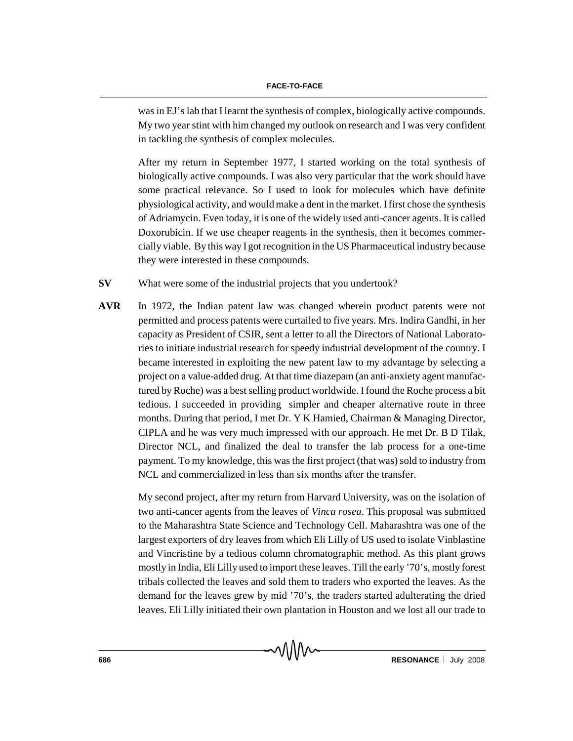was in EJ's lab that I learnt the synthesis of complex, biologically active compounds. My two year stint with him changed my outlook on research and I was very confident in tackling the synthesis of complex molecules.

After my return in September 1977, I started working on the total synthesis of biologically active compounds. I was also very particular that the work should have some practical relevance. So I used to look for molecules which have definite physiological activity, and would make a dent in the market. I first chose the synthesis of Adriamycin. Even today, it is one of the widely used anti-cancer agents. It is called Doxorubicin. If we use cheaper reagents in the synthesis, then it becomes commercially viable. By this way I got recognition in the US Pharmaceutical industry because they were interested in these compounds.

**SV** What were some of the industrial projects that you undertook?

**AVR** In 1972, the Indian patent law was changed wherein product patents were not permitted and process patents were curtailed to five years. Mrs. Indira Gandhi, in her capacity as President of CSIR, sent a letter to all the Directors of National Laboratories to initiate industrial research for speedy industrial development of the country. I became interested in exploiting the new patent law to my advantage by selecting a project on a value-added drug. At that time diazepam (an anti-anxiety agent manufactured by Roche) was a best selling product worldwide. I found the Roche process a bit tedious. I succeeded in providing simpler and cheaper alternative route in three months. During that period, I met Dr. Y K Hamied, Chairman & Managing Director, CIPLA and he was very much impressed with our approach. He met Dr. B D Tilak, Director NCL, and finalized the deal to transfer the lab process for a one-time payment. To my knowledge, this was the first project (that was) sold to industry from NCL and commercialized in less than six months after the transfer.

My second project, after my return from Harvard University, was on the isolation of two anti-cancer agents from the leaves of *Vinca rosea*. This proposal was submitted to the Maharashtra State Science and Technology Cell. Maharashtra was one of the largest exporters of dry leaves from which Eli Lilly of US used to isolate Vinblastine and Vincristine by a tedious column chromatographic method. As this plant grows mostly in India, Eli Lilly used to import these leaves. Till the early '70's, mostly forest tribals collected the leaves and sold them to traders who exported the leaves. As the demand for the leaves grew by mid '70's, the traders started adulterating the dried leaves. Eli Lilly initiated their own plantation in Houston and we lost all our trade to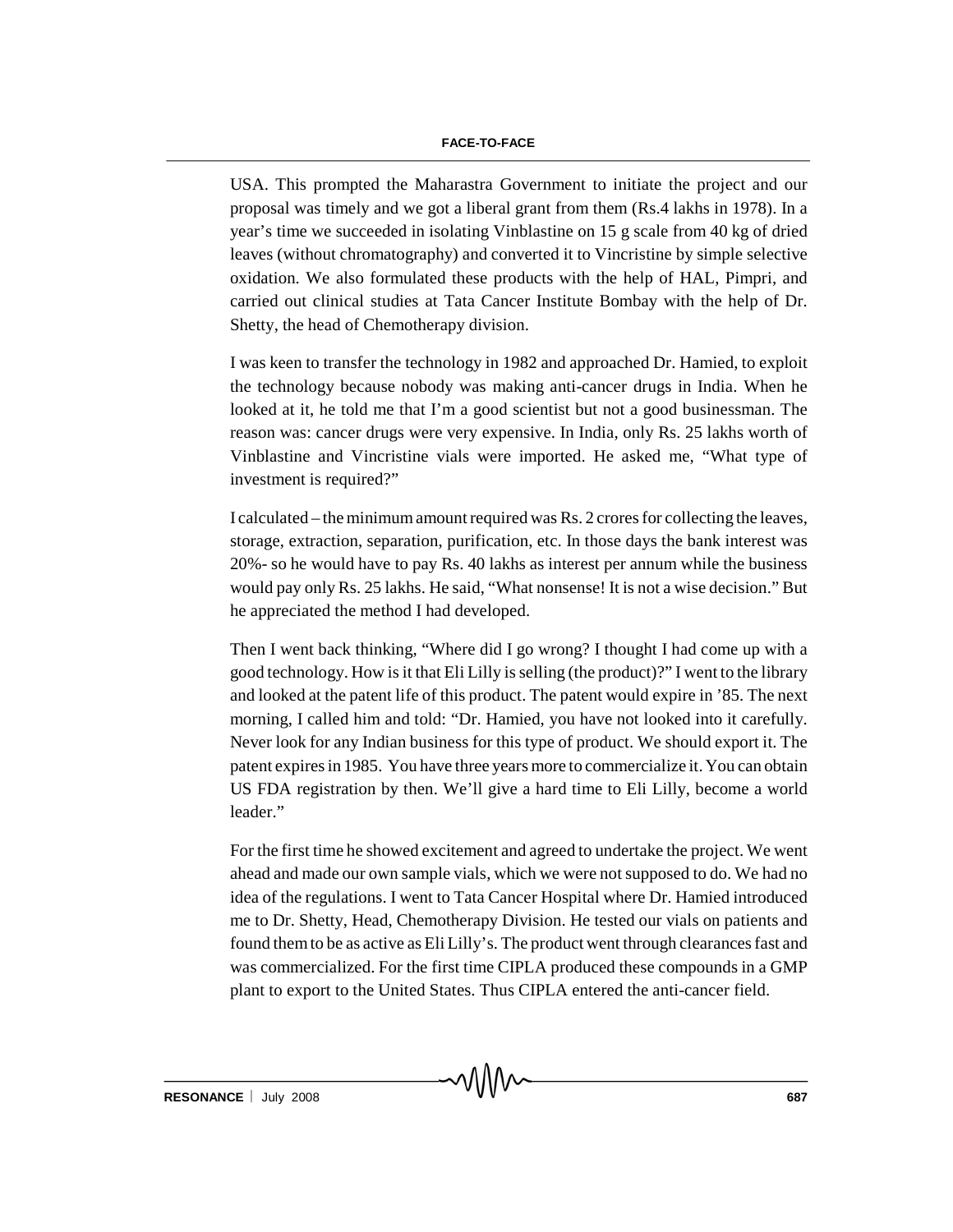USA. This prompted the Maharastra Government to initiate the project and our proposal was timely and we got a liberal grant from them (Rs.4 lakhs in 1978). In a year's time we succeeded in isolating Vinblastine on 15 g scale from 40 kg of dried leaves (without chromatography) and converted it to Vincristine by simple selective oxidation. We also formulated these products with the help of HAL, Pimpri, and carried out clinical studies at Tata Cancer Institute Bombay with the help of Dr. Shetty, the head of Chemotherapy division.

I was keen to transfer the technology in 1982 and approached Dr. Hamied, to exploit the technology because nobody was making anti-cancer drugs in India. When he looked at it, he told me that I'm a good scientist but not a good businessman. The reason was: cancer drugs were very expensive. In India, only Rs. 25 lakhs worth of Vinblastine and Vincristine vials were imported. He asked me, "What type of investment is required?"

I calculated – the minimum amount required was Rs. 2 crores for collecting the leaves, storage, extraction, separation, purification, etc. In those days the bank interest was 20%- so he would have to pay Rs. 40 lakhs as interest per annum while the business would pay only Rs. 25 lakhs. He said, "What nonsense! It is not a wise decision." But he appreciated the method I had developed.

Then I went back thinking, "Where did I go wrong? I thought I had come up with a good technology. How is it that Eli Lilly is selling (the product)?" I went to the library and looked at the patent life of this product. The patent would expire in '85. The next morning, I called him and told: "Dr. Hamied, you have not looked into it carefully. Never look for any Indian business for this type of product. We should export it. The patent expires in 1985. You have three years more to commercialize it. You can obtain US FDA registration by then. We'll give a hard time to Eli Lilly, become a world leader."

For the first time he showed excitement and agreed to undertake the project. We went ahead and made our own sample vials, which we were not supposed to do. We had no idea of the regulations. I went to Tata Cancer Hospital where Dr. Hamied introduced me to Dr. Shetty, Head, Chemotherapy Division. He tested our vials on patients and found them to be as active as Eli Lilly's. The product went through clearances fast and was commercialized. For the first time CIPLA produced these compounds in a GMP plant to export to the United States. Thus CIPLA entered the anti-cancer field.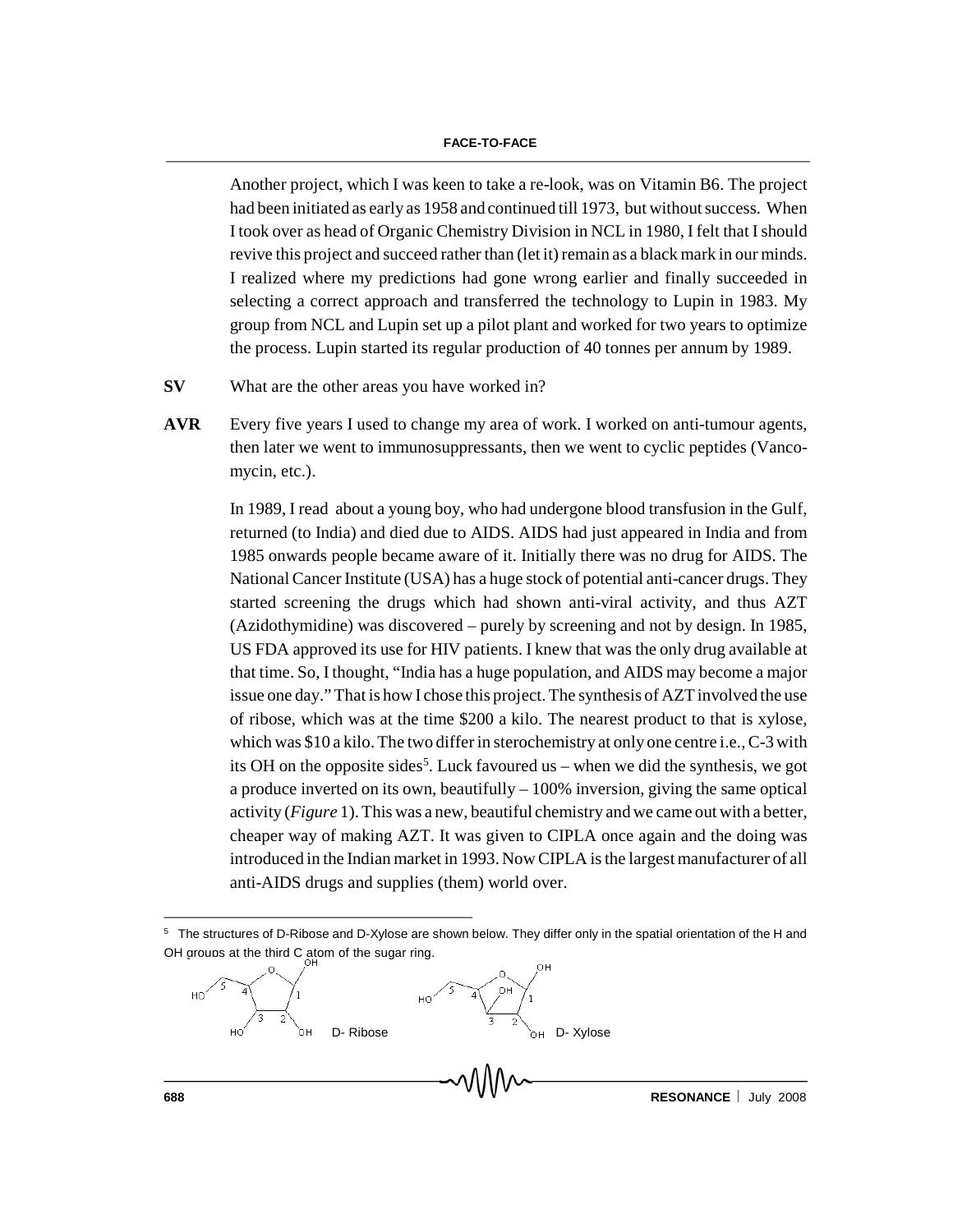Another project, which I was keen to take a re-look, was on Vitamin B6. The project had been initiated as early as 1958 and continued till 1973, but without success. When I took over as head of Organic Chemistry Division in NCL in 1980, I felt that I should revive this project and succeed rather than (let it) remain as a black mark in our minds. I realized where my predictions had gone wrong earlier and finally succeeded in selecting a correct approach and transferred the technology to Lupin in 1983. My group from NCL and Lupin set up a pilot plant and worked for two years to optimize the process. Lupin started its regular production of 40 tonnes per annum by 1989.

**SV** What are the other areas you have worked in?

**AVR** Every five years I used to change my area of work. I worked on anti-tumour agents, then later we went to immunosuppressants, then we went to cyclic peptides (Vancomycin, etc.).

In 1989, I read about a young boy, who had undergone blood transfusion in the Gulf, returned (to India) and died due to AIDS. AIDS had just appeared in India and from 1985 onwards people became aware of it. Initially there was no drug for AIDS. The National Cancer Institute (USA) has a huge stock of potential anti-cancer drugs. They started screening the drugs which had shown anti-viral activity, and thus AZT (Azidothymidine) was discovered – purely by screening and not by design. In 1985, US FDA approved its use for HIV patients. I knew that was the only drug available at that time. So, I thought, "India has a huge population, and AIDS may become a major issue one day." That is how I chose this project. The synthesis of AZT involved the use of ribose, which was at the time \$200 a kilo. The nearest product to that is xylose, which was \$10 a kilo. The two differ in sterochemistry at only one centre i.e., C-3 with its OH on the opposite sides[5]. Luck favoured us – when we did the synthesis, we got a produce inverted on its own, beautifully – 100% inversion, giving the same optical activity (*Figure* 1). This was a new, beautiful chemistry and we came out with a better, cheaper way of making AZT. It was given to CIPLA once again and the doing was introduced in the Indian market in 1993. Now CIPLA is the largest manufacturer of all anti-AIDS drugs and supplies (them) world over.

---

[5] The structures of D-Ribose and D-Xylose are shown below. They differ only in the spatial orientation of the H and OH groups at the third C atom of the sugar ring.

D- Ribose D- Xylose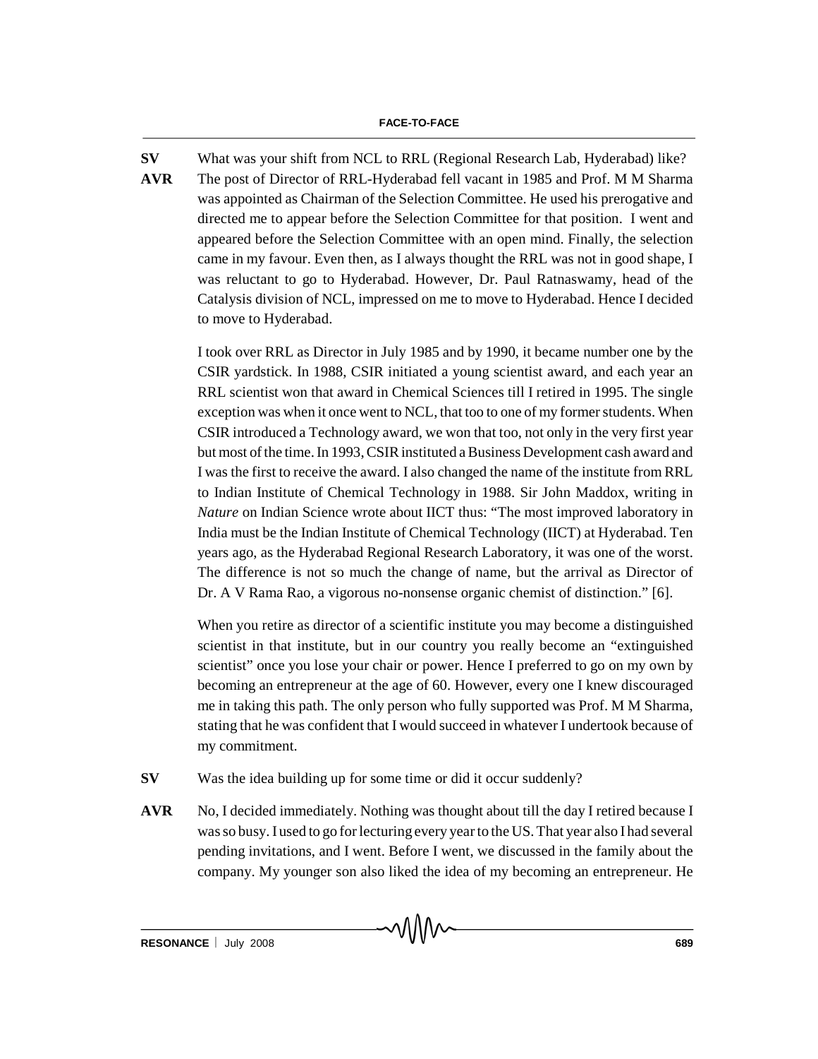**SV** What was your shift from NCL to RRL (Regional Research Lab, Hyderabad) like?

**AVR** The post of Director of RRL-Hyderabad fell vacant in 1985 and Prof. M M Sharma was appointed as Chairman of the Selection Committee. He used his prerogative and directed me to appear before the Selection Committee for that position. I went and appeared before the Selection Committee with an open mind. Finally, the selection came in my favour. Even then, as I always thought the RRL was not in good shape, I was reluctant to go to Hyderabad. However, Dr. Paul Ratnaswamy, head of the Catalysis division of NCL, impressed on me to move to Hyderabad. Hence I decided to move to Hyderabad.

I took over RRL as Director in July 1985 and by 1990, it became number one by the CSIR yardstick. In 1988, CSIR initiated a young scientist award, and each year an RRL scientist won that award in Chemical Sciences till I retired in 1995. The single exception was when it once went to NCL, that too to one of my former students. When CSIR introduced a Technology award, we won that too, not only in the very first year but most of the time. In 1993, CSIR instituted a Business Development cash award and I was the first to receive the award. I also changed the name of the institute from RRL to Indian Institute of Chemical Technology in 1988. Sir John Maddox, writing in *Nature* on Indian Science wrote about IICT thus: "The most improved laboratory in India must be the Indian Institute of Chemical Technology (IICT) at Hyderabad. Ten years ago, as the Hyderabad Regional Research Laboratory, it was one of the worst. The difference is not so much the change of name, but the arrival as Director of Dr. A V Rama Rao, a vigorous no-nonsense organic chemist of distinction." [6].

When you retire as director of a scientific institute you may become a distinguished scientist in that institute, but in our country you really become an "extinguished scientist" once you lose your chair or power. Hence I preferred to go on my own by becoming an entrepreneur at the age of 60. However, every one I knew discouraged me in taking this path. The only person who fully supported was Prof. M M Sharma, stating that he was confident that I would succeed in whatever I undertook because of my commitment.

**SV** Was the idea building up for some time or did it occur suddenly?

**AVR** No, I decided immediately. Nothing was thought about till the day I retired because I was so busy. I used to go for lecturing every year to the US. That year also I had several pending invitations, and I went. Before I went, we discussed in the family about the company. My younger son also liked the idea of my becoming an entrepreneur. He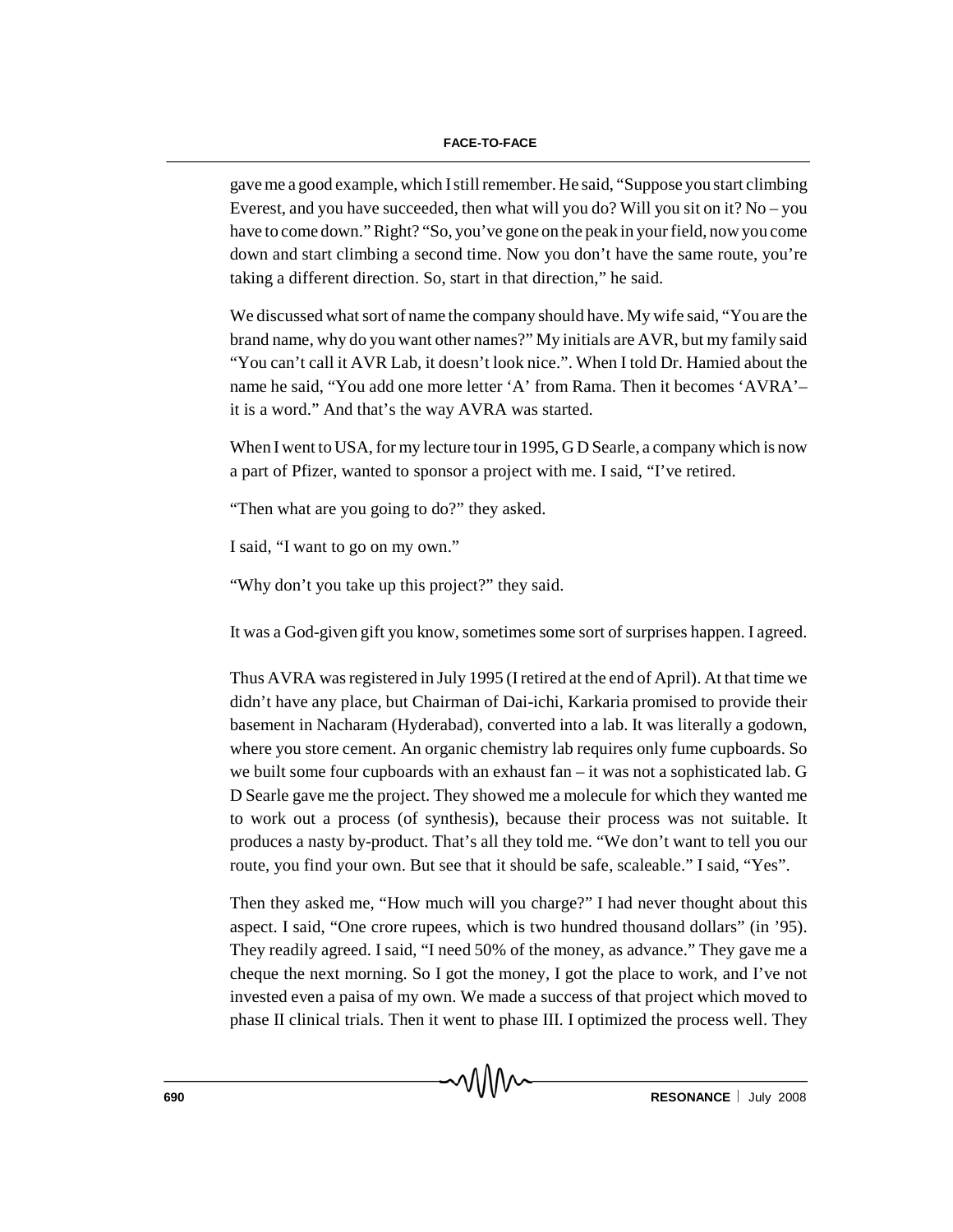gave me a good example, which I still remember. He said, "Suppose you start climbing Everest, and you have succeeded, then what will you do? Will you sit on it? No – you have to come down." Right? "So, you've gone on the peak in your field, now you come down and start climbing a second time. Now you don't have the same route, you're taking a different direction. So, start in that direction," he said.

We discussed what sort of name the company should have. My wife said, "You are the brand name, why do you want other names?" My initials are AVR, but my family said "You can't call it AVR Lab, it doesn't look nice.". When I told Dr. Hamied about the name he said, "You add one more letter 'A' from Rama. Then it becomes 'AVRA'– it is a word." And that's the way AVRA was started.

When I went to USA, for my lecture tour in 1995, G D Searle, a company which is now a part of Pfizer, wanted to sponsor a project with me. I said, "I've retired.

"Then what are you going to do?" they asked.

I said, "I want to go on my own."

"Why don't you take up this project?" they said.

It was a God-given gift you know, sometimes some sort of surprises happen. I agreed.

Thus AVRA was registered in July 1995 (I retired at the end of April). At that time we didn't have any place, but Chairman of Dai-ichi, Karkaria promised to provide their basement in Nacharam (Hyderabad), converted into a lab. It was literally a godown, where you store cement. An organic chemistry lab requires only fume cupboards. So we built some four cupboards with an exhaust fan – it was not a sophisticated lab. G D Searle gave me the project. They showed me a molecule for which they wanted me to work out a process (of synthesis), because their process was not suitable. It produces a nasty by-product. That's all they told me. "We don't want to tell you our route, you find your own. But see that it should be safe, scaleable." I said, "Yes".

Then they asked me, "How much will you charge?" I had never thought about this aspect. I said, "One crore rupees, which is two hundred thousand dollars" (in '95). They readily agreed. I said, "I need 50% of the money, as advance." They gave me a cheque the next morning. So I got the money, I got the place to work, and I've not invested even a paisa of my own. We made a success of that project which moved to phase II clinical trials. Then it went to phase III. I optimized the process well. They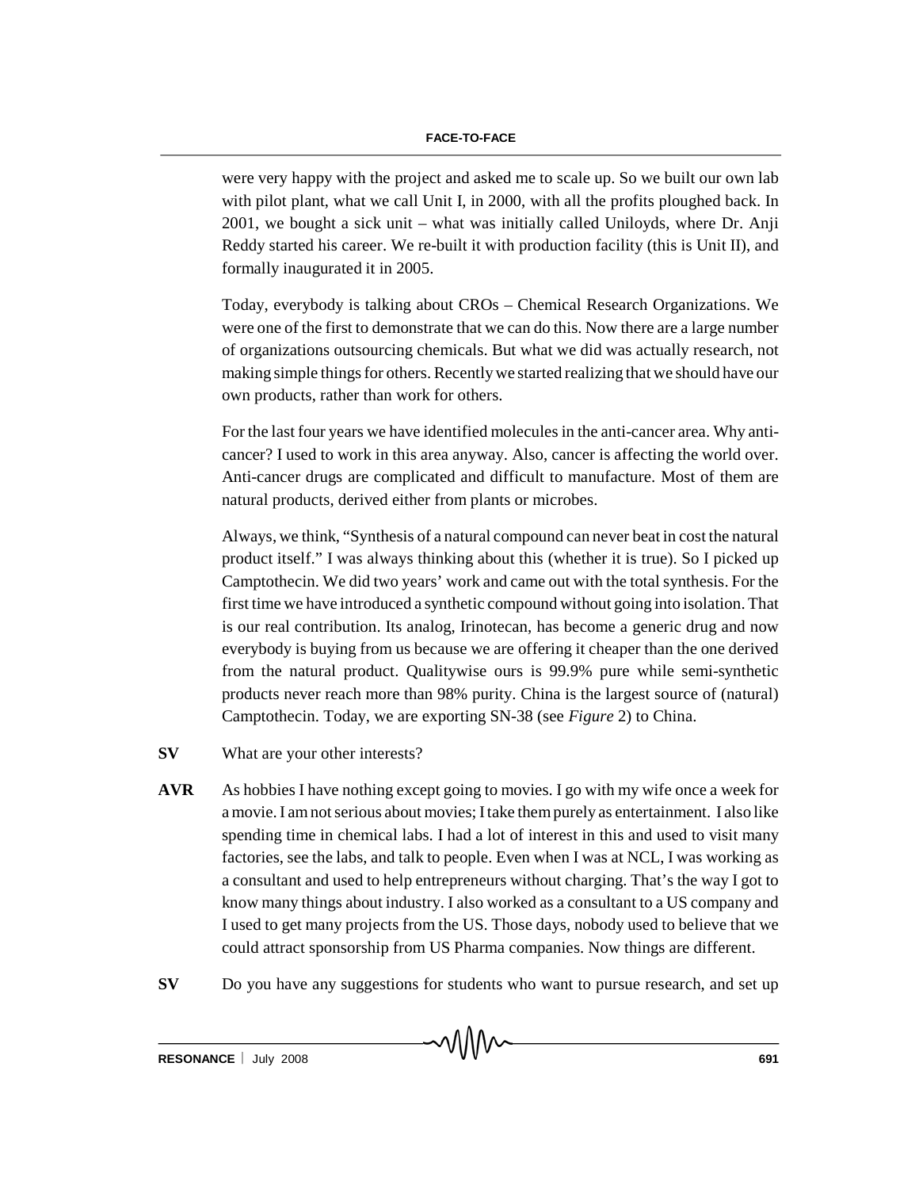were very happy with the project and asked me to scale up. So we built our own lab with pilot plant, what we call Unit I, in 2000, with all the profits ploughed back. In 2001, we bought a sick unit – what was initially called Uniloyds, where Dr. Anji Reddy started his career. We re-built it with production facility (this is Unit II), and formally inaugurated it in 2005.

Today, everybody is talking about CROs – Chemical Research Organizations. We were one of the first to demonstrate that we can do this. Now there are a large number of organizations outsourcing chemicals. But what we did was actually research, not making simple things for others. Recently we started realizing that we should have our own products, rather than work for others.

For the last four years we have identified molecules in the anti-cancer area. Why anti-cancer? I used to work in this area anyway. Also, cancer is affecting the world over. Anti-cancer drugs are complicated and difficult to manufacture. Most of them are natural products, derived either from plants or microbes.

Always, we think, "Synthesis of a natural compound can never beat in cost the natural product itself." I was always thinking about this (whether it is true). So I picked up Camptothecin. We did two years' work and came out with the total synthesis. For the first time we have introduced a synthetic compound without going into isolation. That is our real contribution. Its analog, Irinotecan, has become a generic drug and now everybody is buying from us because we are offering it cheaper than the one derived from the natural product. Qualitywise ours is 99.9% pure while semi-synthetic products never reach more than 98% purity. China is the largest source of (natural) Camptothecin. Today, we are exporting SN-38 (see *Figure* 2) to China.

**SV** What are your other interests?

**AVR** As hobbies I have nothing except going to movies. I go with my wife once a week for a movie. I am not serious about movies; I take them purely as entertainment. I also like spending time in chemical labs. I had a lot of interest in this and used to visit many factories, see the labs, and talk to people. Even when I was at NCL, I was working as a consultant and used to help entrepreneurs without charging. That's the way I got to know many things about industry. I also worked as a consultant to a US company and I used to get many projects from the US. Those days, nobody used to believe that we could attract sponsorship from US Pharma companies. Now things are different.

**SV** Do you have any suggestions for students who want to pursue research, and set up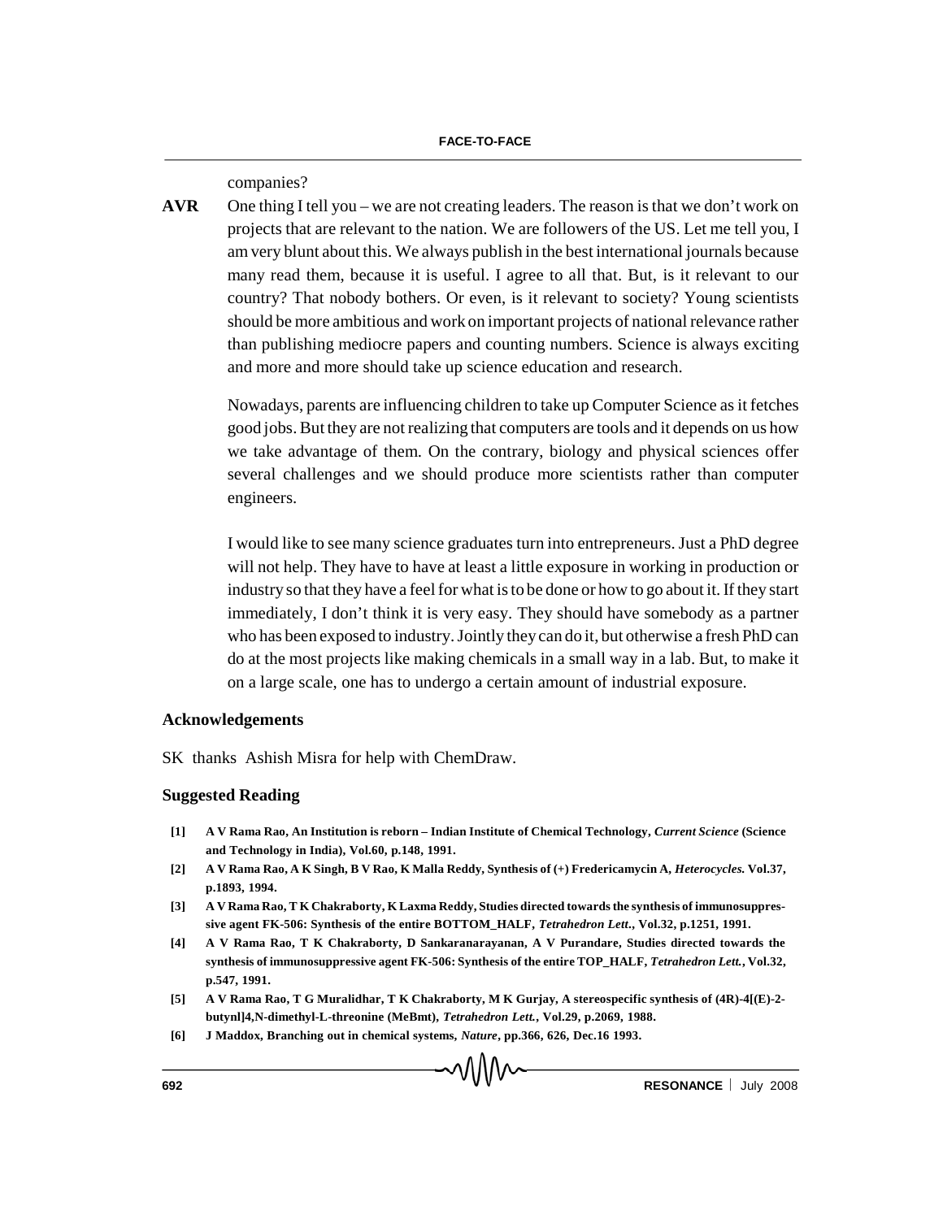companies?

**AVR** One thing I tell you – we are not creating leaders. The reason is that we don't work on projects that are relevant to the nation. We are followers of the US. Let me tell you, I am very blunt about this. We always publish in the best international journals because many read them, because it is useful. I agree to all that. But, is it relevant to our country? That nobody bothers. Or even, is it relevant to society? Young scientists should be more ambitious and work on important projects of national relevance rather than publishing mediocre papers and counting numbers. Science is always exciting and more and more should take up science education and research.

Nowadays, parents are influencing children to take up Computer Science as it fetches good jobs. But they are not realizing that computers are tools and it depends on us how we take advantage of them. On the contrary, biology and physical sciences offer several challenges and we should produce more scientists rather than computer engineers.

I would like to see many science graduates turn into entrepreneurs. Just a PhD degree will not help. They have to have at least a little exposure in working in production or industry so that they have a feel for what is to be done or how to go about it. If they start immediately, I don't think it is very easy. They should have somebody as a partner who has been exposed to industry. Jointly they can do it, but otherwise a fresh PhD can do at the most projects like making chemicals in a small way in a lab. But, to make it on a large scale, one has to undergo a certain amount of industrial exposure.

## Acknowledgements

SK thanks Ashish Misra for help with ChemDraw.

## Suggested Reading

**[1] A V Rama Rao, An Institution is reborn – Indian Institute of Chemical Technology, *Current Science* (Science and Technology in India), Vol.60, p.148, 1991.**

**[2] A V Rama Rao, A K Singh, B V Rao, K Malla Reddy, Synthesis of (+) Fredericamycin A, *Heterocycles.* Vol.37, p.1893, 1994.**

**[3] A V Rama Rao, T K Chakraborty, K Laxma Reddy, Studies directed towards the synthesis of immunosuppressive agent FK-506: Synthesis of the entire BOTTOM_HALF, *Tetrahedron Lett*., Vol.32, p.1251, 1991.**

**[4] A V Rama Rao, T K Chakraborty, D Sankaranarayanan, A V Purandare, Studies directed towards the synthesis of immunosuppressive agent FK-506: Synthesis of the entire TOP_HALF, *Tetrahedron Lett.*, Vol.32, p.547, 1991.**

**[5] A V Rama Rao, T G Muralidhar, T K Chakraborty, M K Gurjay, A stereospecific synthesis of (4R)-4[(E)-2-butynl]4,N-dimethyl-L-threonine (MeBmt), *Tetrahedron Lett.*, Vol.29, p.2069, 1988.**

**[6] J Maddox, Branching out in chemical systems, *Nature*, pp.366, 626, Dec.16 1993.**